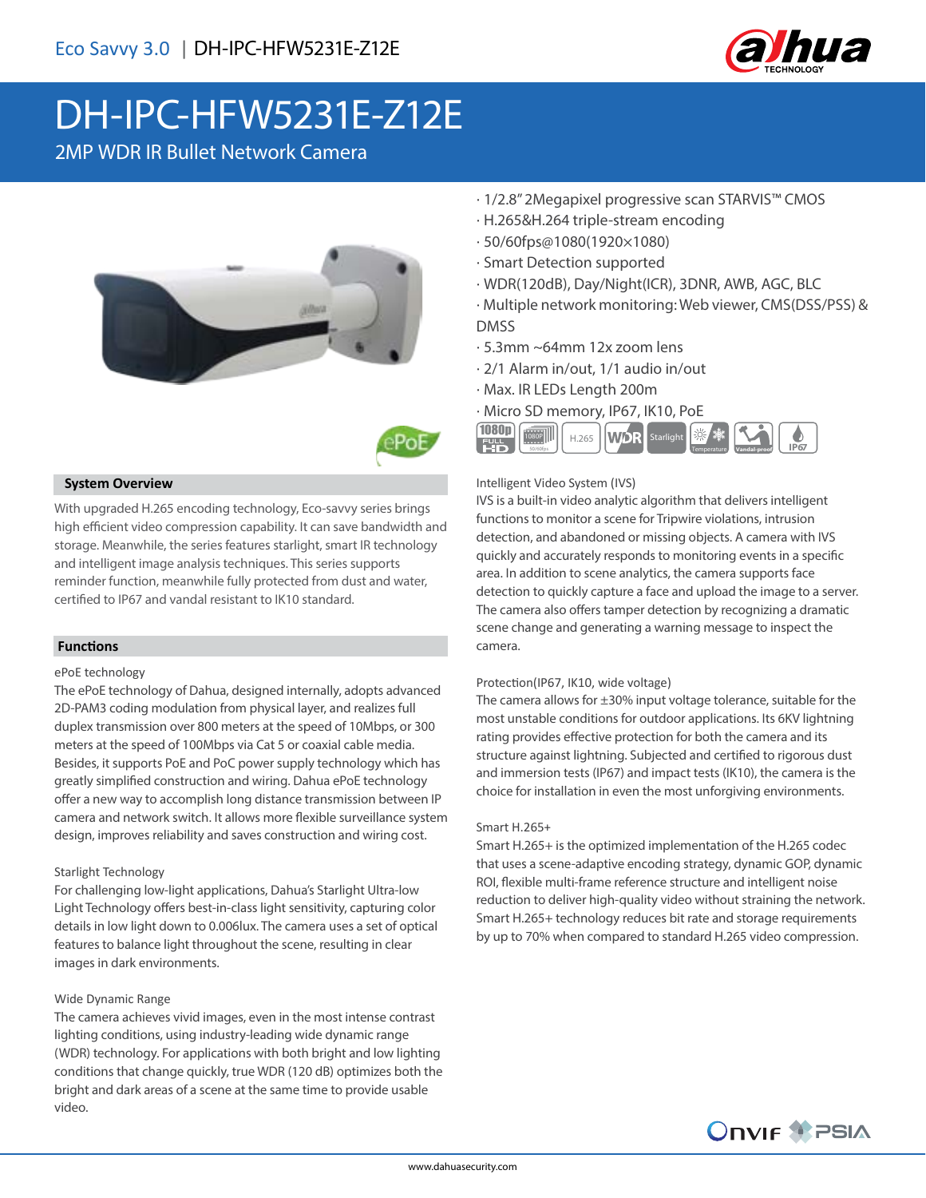Eco Savvy 3.0 | DH-IPC-HFW5231E-Z12E

# DH-IPC-HFW5231E-Z12E

2MP WDR IR Bullet Network Camera

- 1/2.8" 2Megapixel progressive scan STARVIS™ CMOS
- H.265&H.264 triple-stream encoding
- 50/60fps@1080(1920×1080)
- Smart Detection supported
- WDR(120dB), Day/Night(ICR), 3DNR, AWB, AGC, BLC
- Multiple network monitoring: Web viewer, CMS(DSS/PSS) & DMSS
- 5.3mm ~64mm 12x zoom lens
- 2/1 Alarm in/out, 1/1 audio in/out
- Max. IR LEDs Length 200m
- Micro SD memory, IP67, IK10, PoE

## System Overview

With upgraded H.265 encoding technology, Eco-savvy series brings high efficient video compression capability. It can save bandwidth and storage. Meanwhile, the series features starlight, smart IR technology and intelligent image analysis techniques. This series supports reminder function, meanwhile fully protected from dust and water, certified to IP67 and vandal resistant to IK10 standard.

## Functions

### ePoE technology

The ePoE technology of Dahua, designed internally, adopts advanced 2D-PAM3 coding modulation from physical layer, and realizes full duplex transmission over 800 meters at the speed of 10Mbps, or 300 meters at the speed of 100Mbps via Cat 5 or coaxial cable media. Besides, it supports PoE and PoC power supply technology which has greatly simplified construction and wiring. Dahua ePoE technology offer a new way to accomplish long distance transmission between IP camera and network switch. It allows more flexible surveillance system design, improves reliability and saves construction and wiring cost.

### Starlight Technology

For challenging low-light applications, Dahua's Starlight Ultra-low Light Technology offers best-in-class light sensitivity, capturing color details in low light down to 0.006lux. The camera uses a set of optical features to balance light throughout the scene, resulting in clear images in dark environments.

### Wide Dynamic Range

The camera achieves vivid images, even in the most intense contrast lighting conditions, using industry-leading wide dynamic range (WDR) technology. For applications with both bright and low lighting conditions that change quickly, true WDR (120 dB) optimizes both the bright and dark areas of a scene at the same time to provide usable video.

### Intelligent Video System (IVS)

IVS is a built-in video analytic algorithm that delivers intelligent functions to monitor a scene for Tripwire violations, intrusion detection, and abandoned or missing objects. A camera with IVS quickly and accurately responds to monitoring events in a specific area. In addition to scene analytics, the camera supports face detection to quickly capture a face and upload the image to a server. The camera also offers tamper detection by recognizing a dramatic scene change and generating a warning message to inspect the camera.

### Protection(IP67, IK10, wide voltage)

The camera allows for ±30% input voltage tolerance, suitable for the most unstable conditions for outdoor applications. Its 6KV lightning rating provides effective protection for both the camera and its structure against lightning. Subjected and certified to rigorous dust and immersion tests (IP67) and impact tests (IK10), the camera is the choice for installation in even the most unforgiving environments.

### Smart H.265+

Smart H.265+ is the optimized implementation of the H.265 codec that uses a scene-adaptive encoding strategy, dynamic GOP, dynamic ROI, flexible multi-frame reference structure and intelligent noise reduction to deliver high-quality video without straining the network. Smart H.265+ technology reduces bit rate and storage requirements by up to 70% when compared to standard H.265 video compression.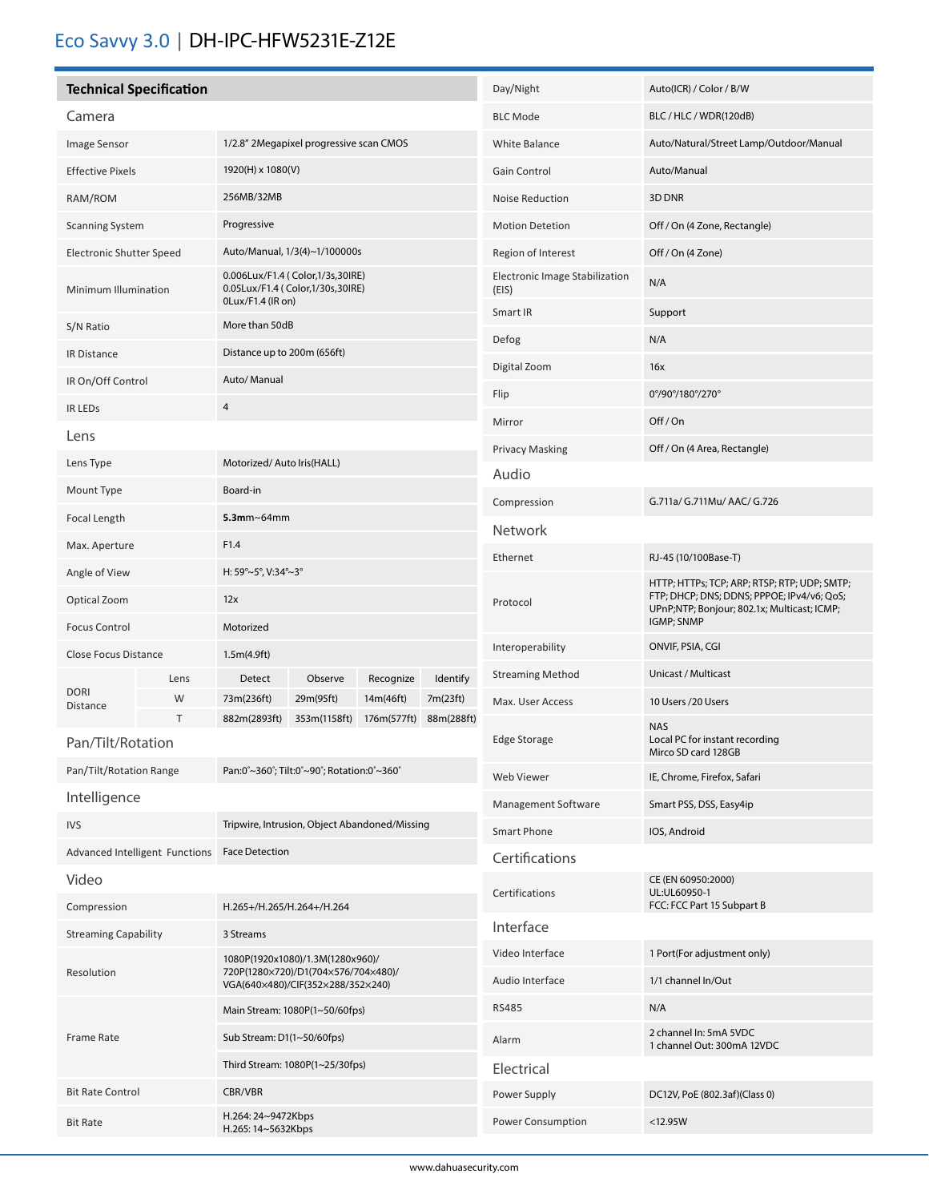# Eco Savvy 3.0 | DH-IPC-HFW5231E-Z12E

## Technical Specification

### Camera

| | |
|---|---|
| Image Sensor | 1/2.8" 2Megapixel progressive scan CMOS |
| Effective Pixels | 1920(H) x 1080(V) |
| RAM/ROM | 256MB/32MB |
| Scanning System | Progressive |
| Electronic Shutter Speed | Auto/Manual, 1/3(4)~1/100000s |
| Minimum Illumination | 0.006Lux/F1.4 ( Color,1/3s,30IRE)<br>0.05Lux/F1.4 ( Color,1/30s,30IRE)<br>0Lux/F1.4 (IR on) |
| S/N Ratio | More than 50dB |
| IR Distance | Distance up to 200m (656ft) |
| IR On/Off Control | Auto/ Manual |
| IR LEDs | 4 |

### Lens

| | | | | | |
|---|---|---|---|---|---|
| Lens Type | Motorized/ Auto Iris(HALL) | | | | |
| Mount Type | Board-in | | | | |
| Focal Length | **5.3m**m~64mm | | | | |
| Max. Aperture | F1.4 | | | | |
| Angle of View | H: 59°~5°, V:34°~3° | | | | |
| Optical Zoom | 12x | | | | |
| Focus Control | Motorized | | | | |
| Close Focus Distance | 1.5m(4.9ft) | | | | |
| DORI Distance | Lens | Detect | Observe | Recognize | Identify |
| | W | 73m(236ft) | 29m(95ft) | 14m(46ft) | 7m(23ft) |
| | T | 882m(2893ft) | 353m(1158ft) | 176m(577ft) | 88m(288ft) |

### Pan/Tilt/Rotation

| | |
|---|---|
| Pan/Tilt/Rotation Range | Pan:0°~360°; Tilt:0°~90°; Rotation:0°~360° |

### Intelligence

| | |
|---|---|
| IVS | Tripwire, Intrusion, Object Abandoned/Missing |
| Advanced Intelligent Functions | Face Detection |

### Video

| | |
|---|---|
| Compression | H.265+/H.265/H.264+/H.264 |
| Streaming Capability | 3 Streams |
| Resolution | 1080P(1920x1080)/1.3M(1280x960)/<br>720P(1280x720)/D1(704x576/704x480)/<br>VGA(640x480)/CIF(352x288/352x240) |
| Frame Rate | Main Stream: 1080P(1~50/60fps) |
| | Sub Stream: D1(1~50/60fps) |
| | Third Stream: 1080P(1~25/30fps) |
| Bit Rate Control | CBR/VBR |
| Bit Rate | H.264: 24~9472Kbps<br>H.265: 14~5632Kbps |
| Day/Night | Auto(ICR) / Color / B/W |
| BLC Mode | BLC / HLC / WDR(120dB) |
| White Balance | Auto/Natural/Street Lamp/Outdoor/Manual |
| Gain Control | Auto/Manual |
| Noise Reduction | 3D DNR |
| Motion Detetion | Off / On (4 Zone, Rectangle) |
| Region of Interest | Off / On (4 Zone) |
| Electronic Image Stabilization (EIS) | N/A |
| Smart IR | Support |
| Defog | N/A |
| Digital Zoom | 16x |
| Flip | 0°/90°/180°/270° |
| Mirror | Off / On |
| Privacy Masking | Off / On (4 Area, Rectangle) |

### Audio

| | |
|---|---|
| Compression | G.711a/ G.711Mu/ AAC/ G.726 |

### Network

| | |
|---|---|
| Ethernet | RJ-45 (10/100Base-T) |
| Protocol | HTTP; HTTPs; TCP; ARP; RTSP; RTP; UDP; SMTP; FTP; DHCP; DNS; DDNS; PPPOE; IPv4/v6; QoS; UPnP;NTP; Bonjour; 802.1x; Multicast; ICMP; IGMP; SNMP |
| Interoperability | ONVIF, PSIA, CGI |
| Streaming Method | Unicast / Multicast |
| Max. User Access | 10 Users /20 Users |
| Edge Storage | NAS<br>Local PC for instant recording<br>Mirco SD card 128GB |
| Web Viewer | IE, Chrome, Firefox, Safari |
| Management Software | Smart PSS, DSS, Easy4ip |
| Smart Phone | IOS, Android |

### Certifications

| | |
|---|---|
| Certifications | CE (EN 60950:2000)<br>UL:UL60950-1<br>FCC: FCC Part 15 Subpart B |

### Interface

| | |
|---|---|
| Video Interface | 1 Port(For adjustment only) |
| Audio Interface | 1/1 channel In/Out |
| RS485 | N/A |
| Alarm | 2 channel In: 5mA 5VDC<br>1 channel Out: 300mA 12VDC |

### Electrical

| | |
|---|---|
| Power Supply | DC12V, PoE (802.3af)(Class 0) |
| Power Consumption | <12.95W |

www.dahuasecurity.com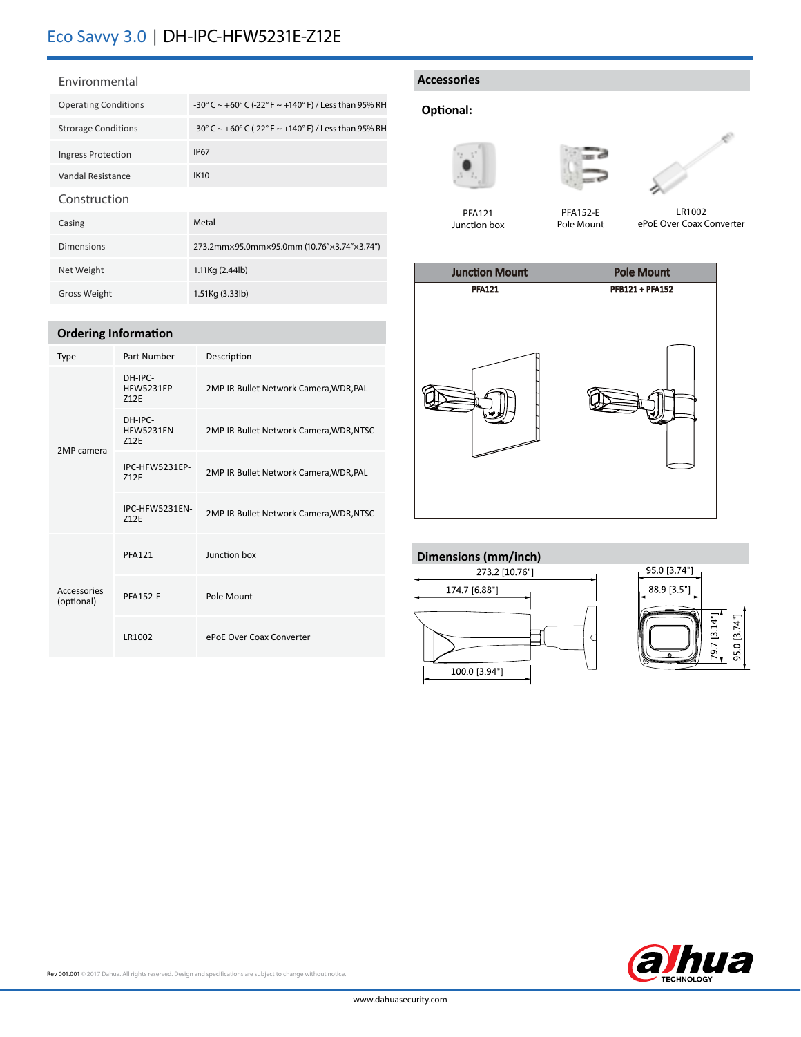# Eco Savvy 3.0 | DH-IPC-HFW5231E-Z12E

## Environmental

| | |
|---|---|
| Operating Conditions | -30° C ~ +60° C (-22° F ~ +140° F) / Less than 95% RH |
| Strorage Conditions | -30° C ~ +60° C (-22° F ~ +140° F) / Less than 95% RH |
| Ingress Protection | IP67 |
| Vandal Resistance | IK10 |

## Construction

| | |
|---|---|
| Casing | Metal |
| Dimensions | 273.2mm×95.0mm×95.0mm (10.76"×3.74"×3.74") |
| Net Weight | 1.11Kg (2.44lb) |
| Gross Weight | 1.51Kg (3.33lb) |

## Ordering Information

| Type | Part Number | Description |
|---|---|---|
| 2MP camera | DH-IPC-HFW5231EP-Z12E | 2MP IR Bullet Network Camera,WDR,PAL |
| | DH-IPC-HFW5231EN-Z12E | 2MP IR Bullet Network Camera,WDR,NTSC |
| | IPC-HFW5231EP-Z12E | 2MP IR Bullet Network Camera,WDR,PAL |
| | IPC-HFW5231EN-Z12E | 2MP IR Bullet Network Camera,WDR,NTSC |
| Accessories (optional) | PFA121 | Junction box |
| | PFA152-E | Pole Mount |
| | LR1002 | ePoE Over Coax Converter |

## Accessories

**Optional:**

PFA121
Junction box

PFA152-E
Pole Mount

LR1002
ePoE Over Coax Converter

| Junction Mount | Pole Mount |
|---|---|
| PFA121 | PFB121 + PFA152 |

## Dimensions (mm/inch)

273.2 [10.76"]
174.7 [6.88"]
100.0 [3.94"]
95.0 [3.74"]
88.9 [3.5"]
79.7 [3.14"]
95.0 [3.74"]

Rev 001.001 © 2017 Dahua. All rights reserved. Design and specifications are subject to change without notice.

www.dahuasecurity.com